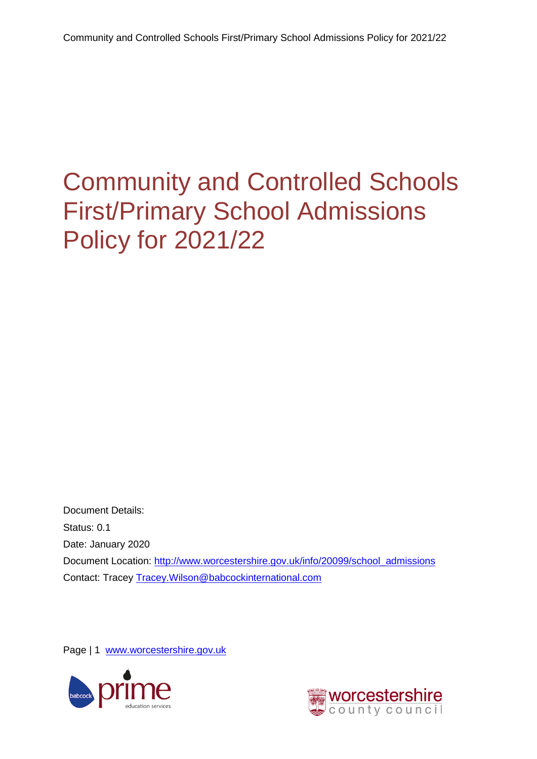# Community and Controlled Schools First/Primary School Admissions Policy for 2021/22

Document Details:

Status: 0.1

Date: January 2020

Document Location: http://www.worcestershire.gov.uk/info/20099/school_admissions

Contact: Tracey Tracey.Wilson@babcockinternational.com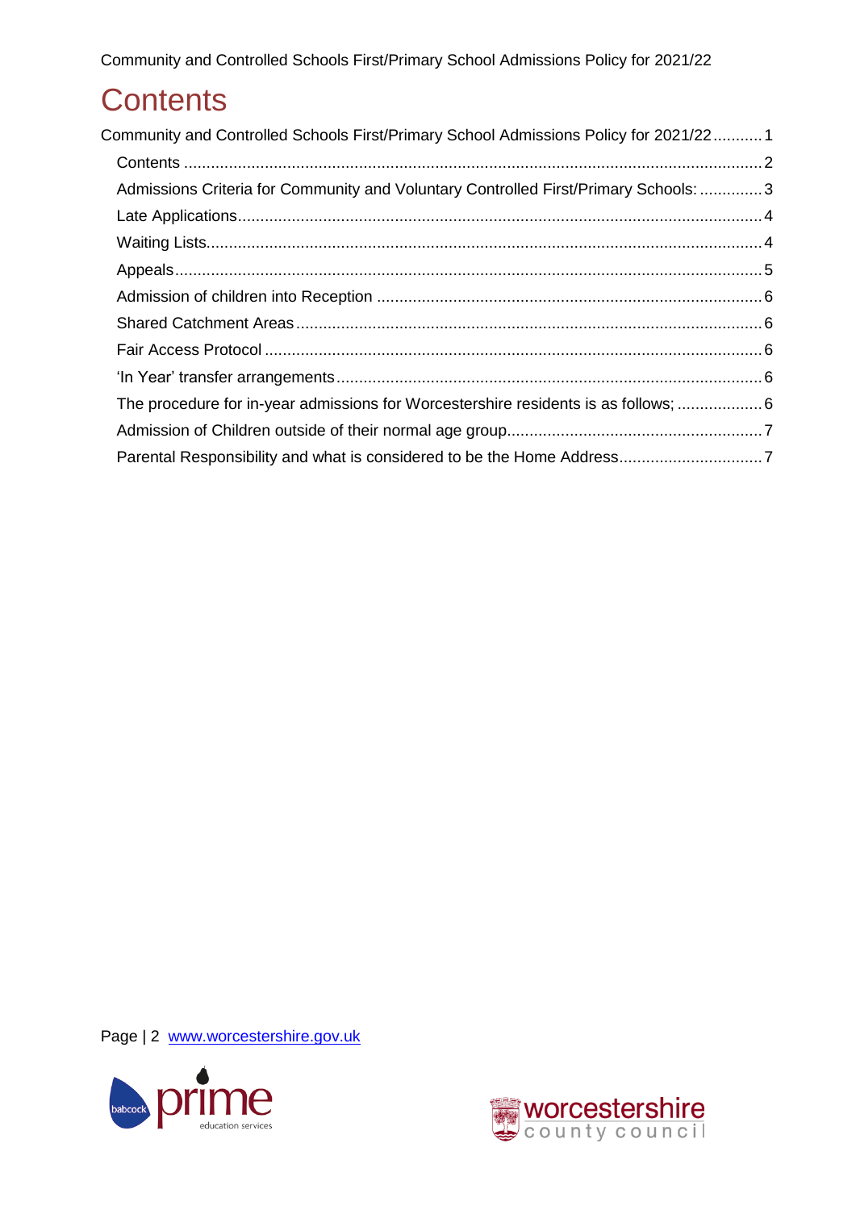# Contents

Community and Controlled Schools First/Primary School Admissions Policy for 2021/22 ........... 1

- Contents ........................................................................................................................ 2
- Admissions Criteria for Community and Voluntary Controlled First/Primary Schools: .............. 3
- Late Applications ........................................................................................................... 4
- Waiting Lists .................................................................................................................. 4
- Appeals .......................................................................................................................... 5
- Admission of children into Reception ............................................................................ 6
- Shared Catchment Areas ................................................................................................ 6
- Fair Access Protocol ....................................................................................................... 6
- 'In Year' transfer arrangements ...................................................................................... 6
- The procedure for in-year admissions for Worcestershire residents is as follows; .................. 6
- Admission of Children outside of their normal age group ................................................. 7
- Parental Responsibility and what is considered to be the Home Address ............................... 7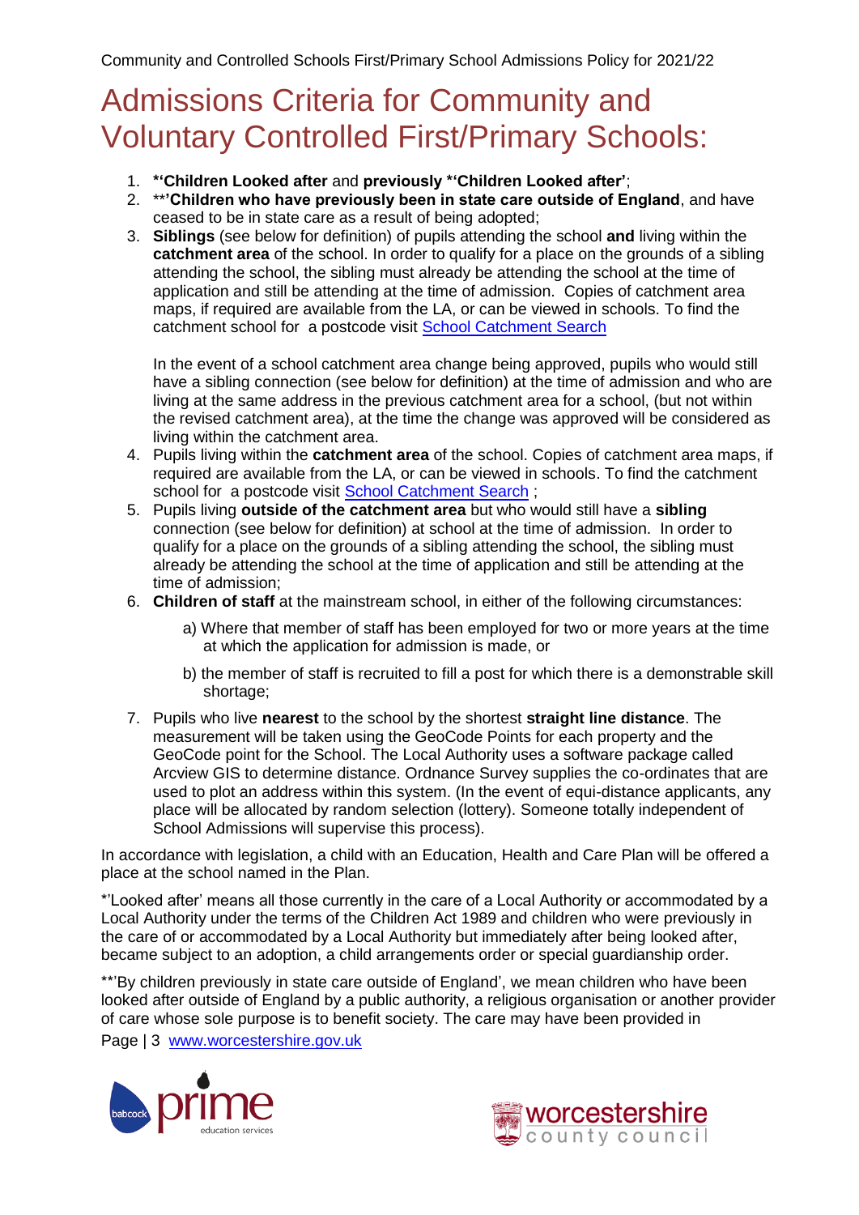# Admissions Criteria for Community and Voluntary Controlled First/Primary Schools:

1. ***'Children Looked after** and **previously *'Children Looked after'**;
2. ****'Children who have previously been in state care outside of England**, and have ceased to be in state care as a result of being adopted;
3. **Siblings** (see below for definition) of pupils attending the school **and** living within the **catchment area** of the school. In order to qualify for a place on the grounds of a sibling attending the school, the sibling must already be attending the school at the time of application and still be attending at the time of admission. Copies of catchment area maps, if required are available from the LA, or can be viewed in schools. To find the catchment school for a postcode visit [School Catchment Search]

   In the event of a school catchment area change being approved, pupils who would still have a sibling connection (see below for definition) at the time of admission and who are living at the same address in the previous catchment area for a school, (but not within the revised catchment area), at the time the change was approved will be considered as living within the catchment area.
4. Pupils living within the **catchment area** of the school. Copies of catchment area maps, if required are available from the LA, or can be viewed in schools. To find the catchment school for a postcode visit [School Catchment Search] ;
5. Pupils living **outside of the catchment area** but who would still have a **sibling** connection (see below for definition) at school at the time of admission. In order to qualify for a place on the grounds of a sibling attending the school, the sibling must already be attending the school at the time of application and still be attending at the time of admission;
6. **Children of staff** at the mainstream school, in either of the following circumstances:

   a) Where that member of staff has been employed for two or more years at the time at which the application for admission is made, or

   b) the member of staff is recruited to fill a post for which there is a demonstrable skill shortage;
7. Pupils who live **nearest** to the school by the shortest **straight line distance**. The measurement will be taken using the GeoCode Points for each property and the GeoCode point for the School. The Local Authority uses a software package called Arcview GIS to determine distance. Ordnance Survey supplies the co-ordinates that are used to plot an address within this system. (In the event of equi-distance applicants, any place will be allocated by random selection (lottery). Someone totally independent of School Admissions will supervise this process).

In accordance with legislation, a child with an Education, Health and Care Plan will be offered a place at the school named in the Plan.

*'Looked after' means all those currently in the care of a Local Authority or accommodated by a Local Authority under the terms of the Children Act 1989 and children who were previously in the care of or accommodated by a Local Authority but immediately after being looked after, became subject to an adoption, a child arrangements order or special guardianship order.

**'By children previously in state care outside of England', we mean children who have been looked after outside of England by a public authority, a religious organisation or another provider of care whose sole purpose is to benefit society. The care may have been provided in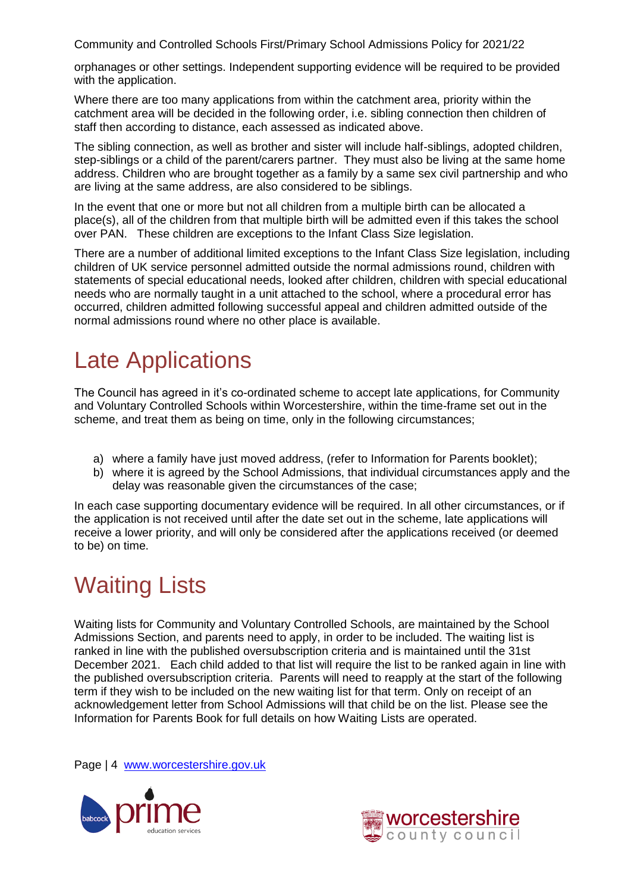orphanages or other settings. Independent supporting evidence will be required to be provided with the application.

Where there are too many applications from within the catchment area, priority within the catchment area will be decided in the following order, i.e. sibling connection then children of staff then according to distance, each assessed as indicated above.

The sibling connection, as well as brother and sister will include half-siblings, adopted children, step-siblings or a child of the parent/carers partner. They must also be living at the same home address. Children who are brought together as a family by a same sex civil partnership and who are living at the same address, are also considered to be siblings.

In the event that one or more but not all children from a multiple birth can be allocated a place(s), all of the children from that multiple birth will be admitted even if this takes the school over PAN. These children are exceptions to the Infant Class Size legislation.

There are a number of additional limited exceptions to the Infant Class Size legislation, including children of UK service personnel admitted outside the normal admissions round, children with statements of special educational needs, looked after children, children with special educational needs who are normally taught in a unit attached to the school, where a procedural error has occurred, children admitted following successful appeal and children admitted outside of the normal admissions round where no other place is available.

# Late Applications

The Council has agreed in it's co-ordinated scheme to accept late applications, for Community and Voluntary Controlled Schools within Worcestershire, within the time-frame set out in the scheme, and treat them as being on time, only in the following circumstances;

a) where a family have just moved address, (refer to Information for Parents booklet);
b) where it is agreed by the School Admissions, that individual circumstances apply and the delay was reasonable given the circumstances of the case;

In each case supporting documentary evidence will be required. In all other circumstances, or if the application is not received until after the date set out in the scheme, late applications will receive a lower priority, and will only be considered after the applications received (or deemed to be) on time.

# Waiting Lists

Waiting lists for Community and Voluntary Controlled Schools, are maintained by the School Admissions Section, and parents need to apply, in order to be included. The waiting list is ranked in line with the published oversubscription criteria and is maintained until the 31st December 2021. Each child added to that list will require the list to be ranked again in line with the published oversubscription criteria. Parents will need to reapply at the start of the following term if they wish to be included on the new waiting list for that term. Only on receipt of an acknowledgement letter from School Admissions will that child be on the list. Please see the Information for Parents Book for full details on how Waiting Lists are operated.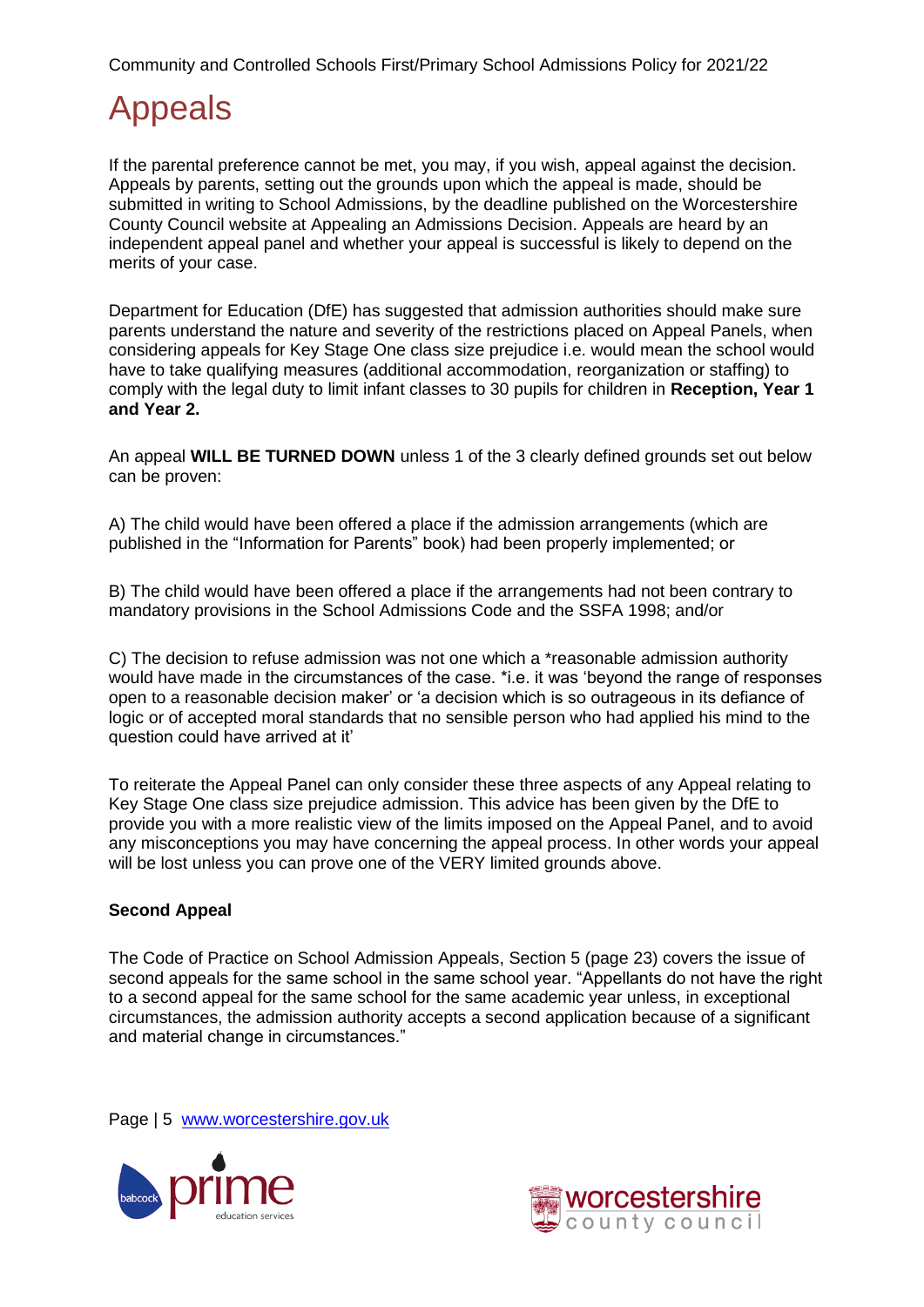# Appeals

If the parental preference cannot be met, you may, if you wish, appeal against the decision. Appeals by parents, setting out the grounds upon which the appeal is made, should be submitted in writing to School Admissions, by the deadline published on the Worcestershire County Council website at Appealing an Admissions Decision. Appeals are heard by an independent appeal panel and whether your appeal is successful is likely to depend on the merits of your case.

Department for Education (DfE) has suggested that admission authorities should make sure parents understand the nature and severity of the restrictions placed on Appeal Panels, when considering appeals for Key Stage One class size prejudice i.e. would mean the school would have to take qualifying measures (additional accommodation, reorganization or staffing) to comply with the legal duty to limit infant classes to 30 pupils for children in **Reception, Year 1 and Year 2.**

An appeal **WILL BE TURNED DOWN** unless 1 of the 3 clearly defined grounds set out below can be proven:

A) The child would have been offered a place if the admission arrangements (which are published in the "Information for Parents" book) had been properly implemented; or

B) The child would have been offered a place if the arrangements had not been contrary to mandatory provisions in the School Admissions Code and the SSFA 1998; and/or

C) The decision to refuse admission was not one which a *reasonable admission authority would have made in the circumstances of the case. *i.e. it was 'beyond the range of responses open to a reasonable decision maker' or 'a decision which is so outrageous in its defiance of logic or of accepted moral standards that no sensible person who had applied his mind to the question could have arrived at it'

To reiterate the Appeal Panel can only consider these three aspects of any Appeal relating to Key Stage One class size prejudice admission. This advice has been given by the DfE to provide you with a more realistic view of the limits imposed on the Appeal Panel, and to avoid any misconceptions you may have concerning the appeal process. In other words your appeal will be lost unless you can prove one of the VERY limited grounds above.

**Second Appeal**

The Code of Practice on School Admission Appeals, Section 5 (page 23) covers the issue of second appeals for the same school in the same school year. "Appellants do not have the right to a second appeal for the same school for the same academic year unless, in exceptional circumstances, the admission authority accepts a second application because of a significant and material change in circumstances."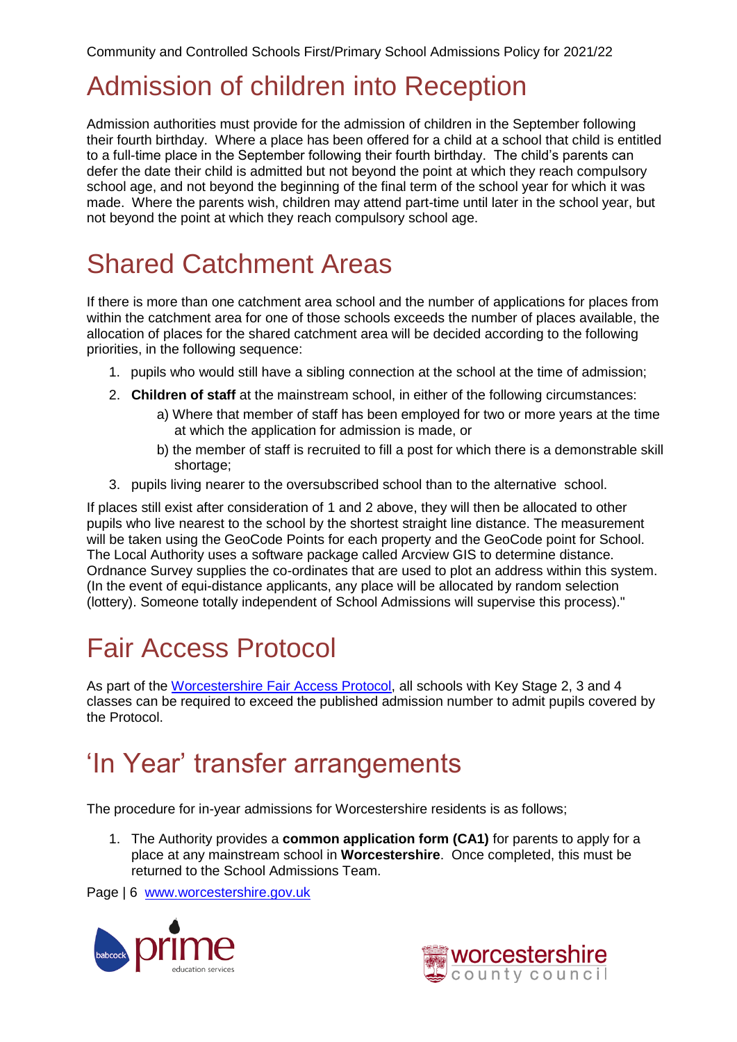# Admission of children into Reception

Admission authorities must provide for the admission of children in the September following their fourth birthday. Where a place has been offered for a child at a school that child is entitled to a full-time place in the September following their fourth birthday. The child's parents can defer the date their child is admitted but not beyond the point at which they reach compulsory school age, and not beyond the beginning of the final term of the school year for which it was made. Where the parents wish, children may attend part-time until later in the school year, but not beyond the point at which they reach compulsory school age.

# Shared Catchment Areas

If there is more than one catchment area school and the number of applications for places from within the catchment area for one of those schools exceeds the number of places available, the allocation of places for the shared catchment area will be decided according to the following priorities, in the following sequence:

1. pupils who would still have a sibling connection at the school at the time of admission;
2. **Children of staff** at the mainstream school, in either of the following circumstances:
   a) Where that member of staff has been employed for two or more years at the time at which the application for admission is made, or
   b) the member of staff is recruited to fill a post for which there is a demonstrable skill shortage;
3. pupils living nearer to the oversubscribed school than to the alternative school.

If places still exist after consideration of 1 and 2 above, they will then be allocated to other pupils who live nearest to the school by the shortest straight line distance. The measurement will be taken using the GeoCode Points for each property and the GeoCode point for School. The Local Authority uses a software package called Arcview GIS to determine distance. Ordnance Survey supplies the co-ordinates that are used to plot an address within this system. (In the event of equi-distance applicants, any place will be allocated by random selection (lottery). Someone totally independent of School Admissions will supervise this process)."

# Fair Access Protocol

As part of the [Worcestershire Fair Access Protocol](), all schools with Key Stage 2, 3 and 4 classes can be required to exceed the published admission number to admit pupils covered by the Protocol.

# 'In Year' transfer arrangements

The procedure for in-year admissions for Worcestershire residents is as follows;

1. The Authority provides a **common application form (CA1)** for parents to apply for a place at any mainstream school in **Worcestershire**. Once completed, this must be returned to the School Admissions Team.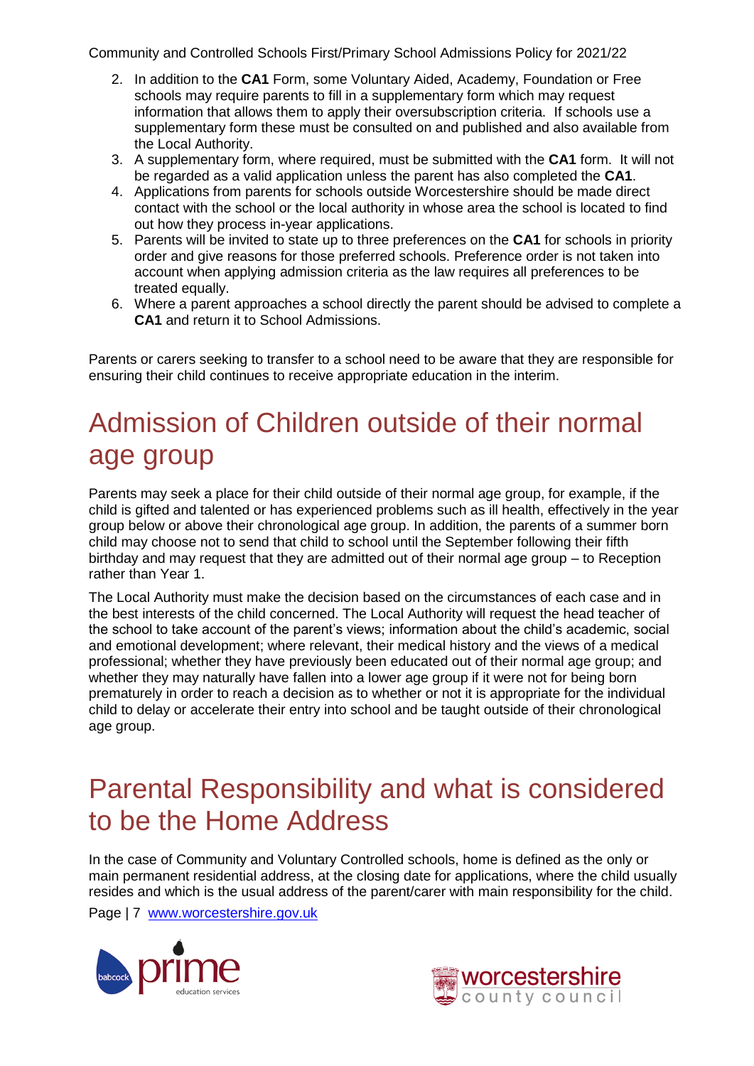2. In addition to the **CA1** Form, some Voluntary Aided, Academy, Foundation or Free schools may require parents to fill in a supplementary form which may request information that allows them to apply their oversubscription criteria. If schools use a supplementary form these must be consulted on and published and also available from the Local Authority.
3. A supplementary form, where required, must be submitted with the **CA1** form. It will not be regarded as a valid application unless the parent has also completed the **CA1**.
4. Applications from parents for schools outside Worcestershire should be made direct contact with the school or the local authority in whose area the school is located to find out how they process in-year applications.
5. Parents will be invited to state up to three preferences on the **CA1** for schools in priority order and give reasons for those preferred schools. Preference order is not taken into account when applying admission criteria as the law requires all preferences to be treated equally.
6. Where a parent approaches a school directly the parent should be advised to complete a **CA1** and return it to School Admissions.

Parents or carers seeking to transfer to a school need to be aware that they are responsible for ensuring their child continues to receive appropriate education in the interim.

# Admission of Children outside of their normal age group

Parents may seek a place for their child outside of their normal age group, for example, if the child is gifted and talented or has experienced problems such as ill health, effectively in the year group below or above their chronological age group. In addition, the parents of a summer born child may choose not to send that child to school until the September following their fifth birthday and may request that they are admitted out of their normal age group – to Reception rather than Year 1.

The Local Authority must make the decision based on the circumstances of each case and in the best interests of the child concerned. The Local Authority will request the head teacher of the school to take account of the parent's views; information about the child's academic, social and emotional development; where relevant, their medical history and the views of a medical professional; whether they have previously been educated out of their normal age group; and whether they may naturally have fallen into a lower age group if it were not for being born prematurely in order to reach a decision as to whether or not it is appropriate for the individual child to delay or accelerate their entry into school and be taught outside of their chronological age group.

# Parental Responsibility and what is considered to be the Home Address

In the case of Community and Voluntary Controlled schools, home is defined as the only or main permanent residential address, at the closing date for applications, where the child usually resides and which is the usual address of the parent/carer with main responsibility for the child.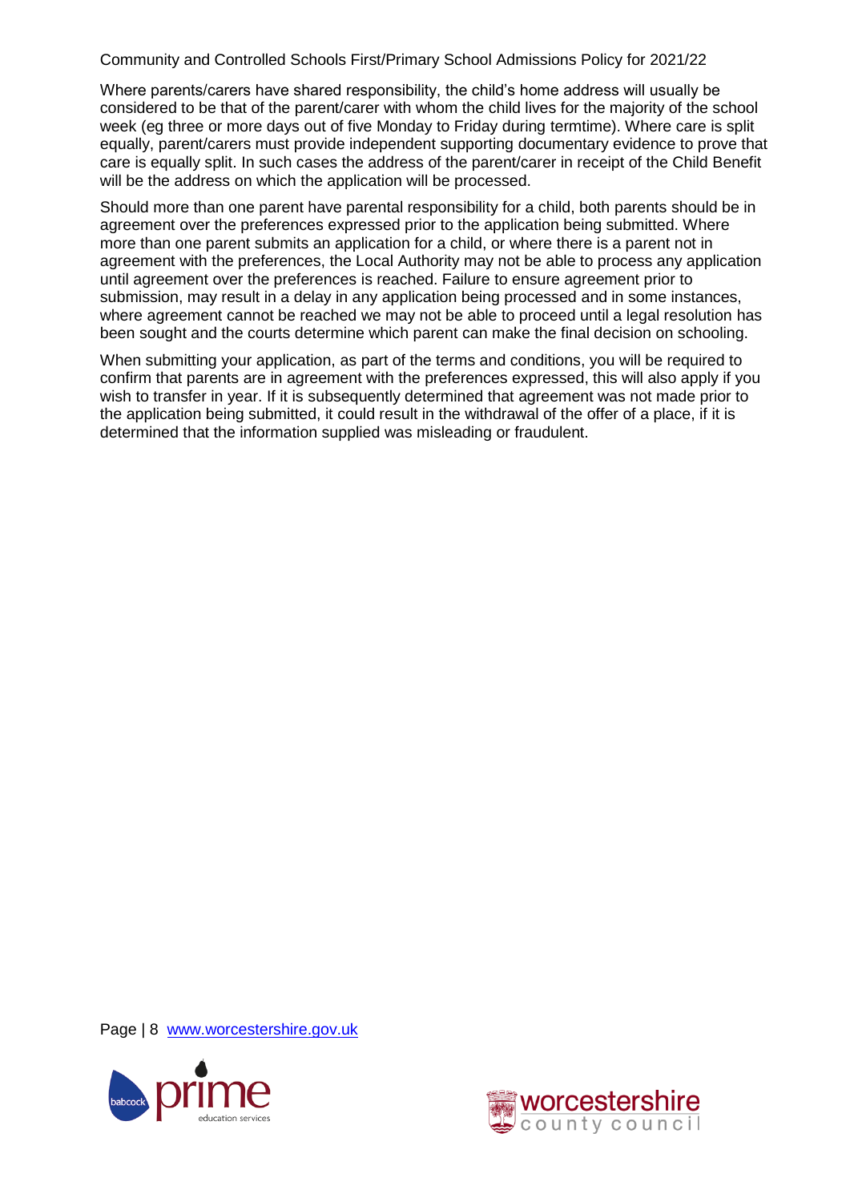Where parents/carers have shared responsibility, the child's home address will usually be considered to be that of the parent/carer with whom the child lives for the majority of the school week (eg three or more days out of five Monday to Friday during termtime). Where care is split equally, parent/carers must provide independent supporting documentary evidence to prove that care is equally split. In such cases the address of the parent/carer in receipt of the Child Benefit will be the address on which the application will be processed.

Should more than one parent have parental responsibility for a child, both parents should be in agreement over the preferences expressed prior to the application being submitted. Where more than one parent submits an application for a child, or where there is a parent not in agreement with the preferences, the Local Authority may not be able to process any application until agreement over the preferences is reached. Failure to ensure agreement prior to submission, may result in a delay in any application being processed and in some instances, where agreement cannot be reached we may not be able to proceed until a legal resolution has been sought and the courts determine which parent can make the final decision on schooling.

When submitting your application, as part of the terms and conditions, you will be required to confirm that parents are in agreement with the preferences expressed, this will also apply if you wish to transfer in year. If it is subsequently determined that agreement was not made prior to the application being submitted, it could result in the withdrawal of the offer of a place, if it is determined that the information supplied was misleading or fraudulent.